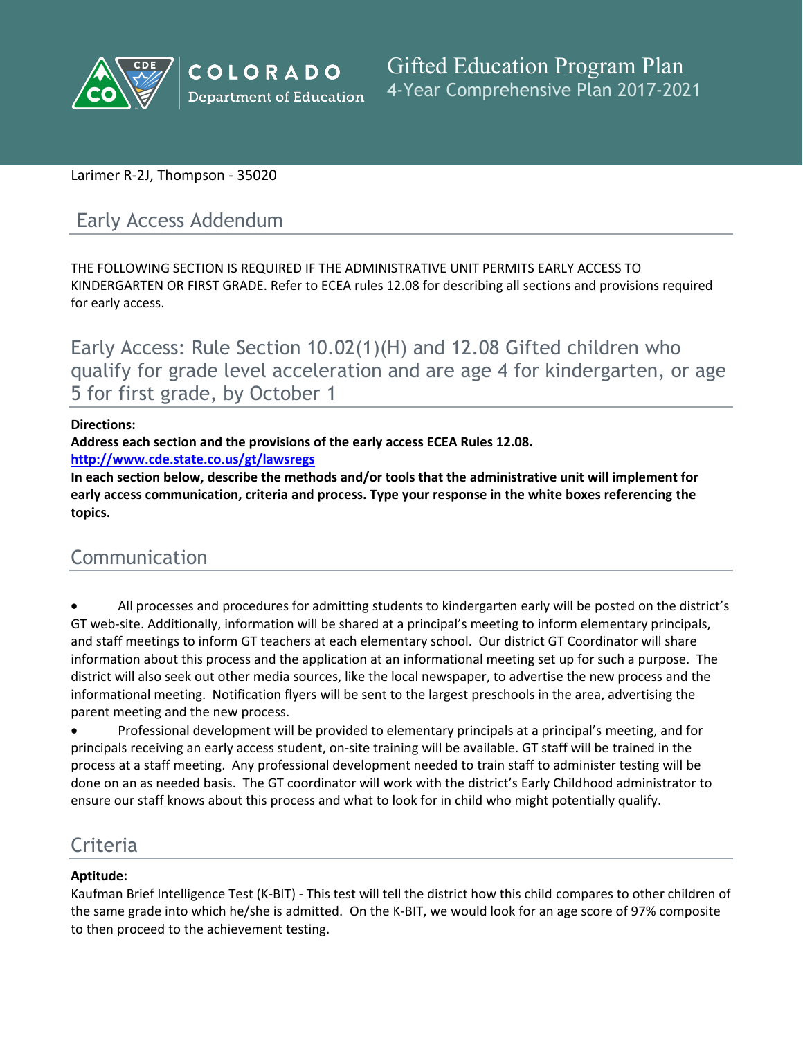COLORADO Department of Education

# Gifted Education Program Plan
4-Year Comprehensive Plan 2017-2021

Larimer R-2J, Thompson - 35020

## Early Access Addendum

THE FOLLOWING SECTION IS REQUIRED IF THE ADMINISTRATIVE UNIT PERMITS EARLY ACCESS TO KINDERGARTEN OR FIRST GRADE. Refer to ECEA rules 12.08 for describing all sections and provisions required for early access.

## Early Access: Rule Section 10.02(1)(H) and 12.08 Gifted children who qualify for grade level acceleration and are age 4 for kindergarten, or age 5 for first grade, by October 1

**Directions:**
**Address each section and the provisions of the early access ECEA Rules 12.08.**
**http://www.cde.state.co.us/gt/lawsregs**
**In each section below, describe the methods and/or tools that the administrative unit will implement for early access communication, criteria and process. Type your response in the white boxes referencing the topics.**

## Communication

- All processes and procedures for admitting students to kindergarten early will be posted on the district's GT web-site. Additionally, information will be shared at a principal's meeting to inform elementary principals, and staff meetings to inform GT teachers at each elementary school. Our district GT Coordinator will share information about this process and the application at an informational meeting set up for such a purpose. The district will also seek out other media sources, like the local newspaper, to advertise the new process and the informational meeting. Notification flyers will be sent to the largest preschools in the area, advertising the parent meeting and the new process.
- Professional development will be provided to elementary principals at a principal's meeting, and for principals receiving an early access student, on-site training will be available. GT staff will be trained in the process at a staff meeting. Any professional development needed to train staff to administer testing will be done on an as needed basis. The GT coordinator will work with the district's Early Childhood administrator to ensure our staff knows about this process and what to look for in child who might potentially qualify.

## Criteria

**Aptitude:**
Kaufman Brief Intelligence Test (K-BIT) - This test will tell the district how this child compares to other children of the same grade into which he/she is admitted. On the K-BIT, we would look for an age score of 97% composite to then proceed to the achievement testing.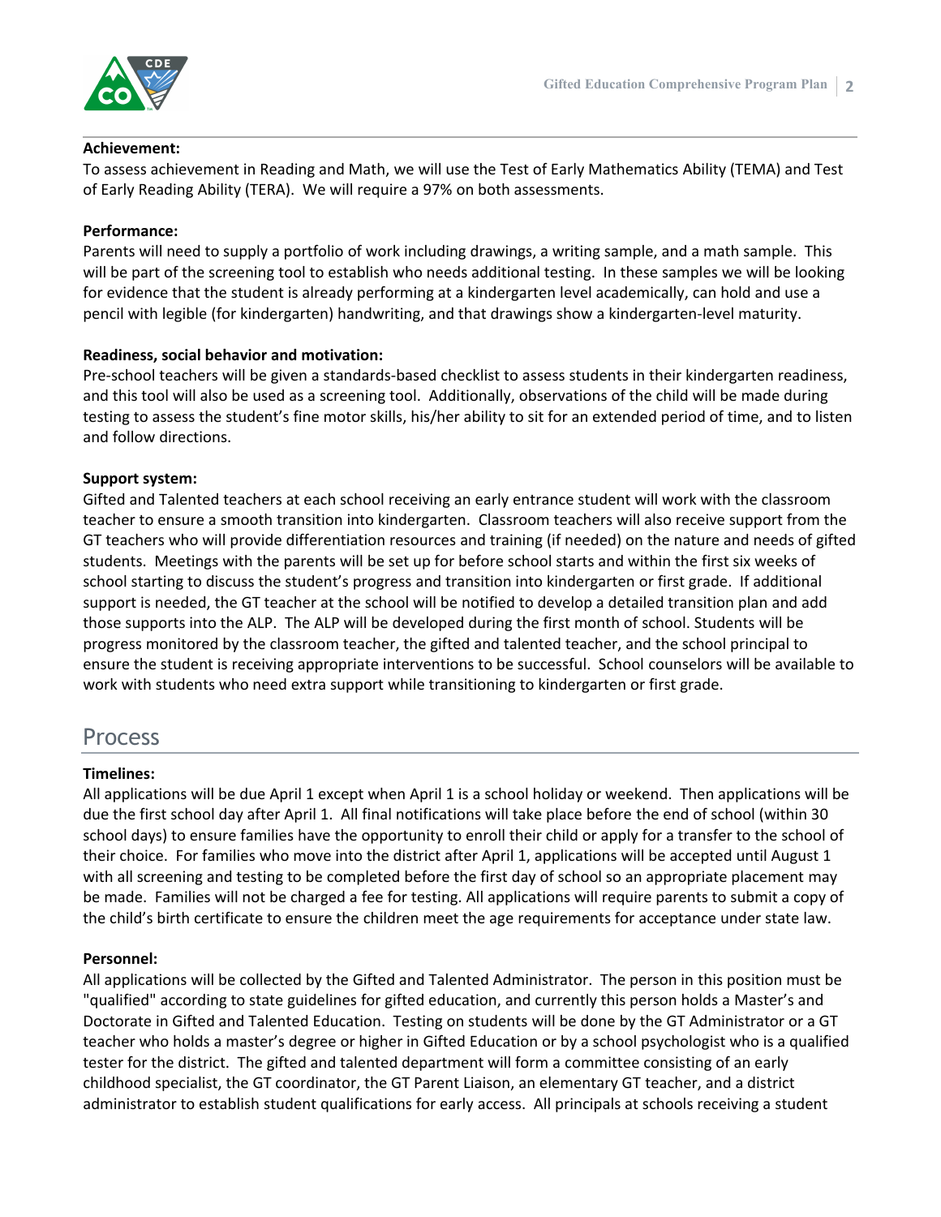**Achievement:**
To assess achievement in Reading and Math, we will use the Test of Early Mathematics Ability (TEMA) and Test of Early Reading Ability (TERA). We will require a 97% on both assessments.

**Performance:**
Parents will need to supply a portfolio of work including drawings, a writing sample, and a math sample. This will be part of the screening tool to establish who needs additional testing. In these samples we will be looking for evidence that the student is already performing at a kindergarten level academically, can hold and use a pencil with legible (for kindergarten) handwriting, and that drawings show a kindergarten-level maturity.

**Readiness, social behavior and motivation:**
Pre-school teachers will be given a standards-based checklist to assess students in their kindergarten readiness, and this tool will also be used as a screening tool. Additionally, observations of the child will be made during testing to assess the student's fine motor skills, his/her ability to sit for an extended period of time, and to listen and follow directions.

**Support system:**
Gifted and Talented teachers at each school receiving an early entrance student will work with the classroom teacher to ensure a smooth transition into kindergarten. Classroom teachers will also receive support from the GT teachers who will provide differentiation resources and training (if needed) on the nature and needs of gifted students. Meetings with the parents will be set up for before school starts and within the first six weeks of school starting to discuss the student's progress and transition into kindergarten or first grade. If additional support is needed, the GT teacher at the school will be notified to develop a detailed transition plan and add those supports into the ALP. The ALP will be developed during the first month of school. Students will be progress monitored by the classroom teacher, the gifted and talented teacher, and the school principal to ensure the student is receiving appropriate interventions to be successful. School counselors will be available to work with students who need extra support while transitioning to kindergarten or first grade.

## Process

**Timelines:**
All applications will be due April 1 except when April 1 is a school holiday or weekend. Then applications will be due the first school day after April 1. All final notifications will take place before the end of school (within 30 school days) to ensure families have the opportunity to enroll their child or apply for a transfer to the school of their choice. For families who move into the district after April 1, applications will be accepted until August 1 with all screening and testing to be completed before the first day of school so an appropriate placement may be made. Families will not be charged a fee for testing. All applications will require parents to submit a copy of the child's birth certificate to ensure the children meet the age requirements for acceptance under state law.

**Personnel:**
All applications will be collected by the Gifted and Talented Administrator. The person in this position must be "qualified" according to state guidelines for gifted education, and currently this person holds a Master's and Doctorate in Gifted and Talented Education. Testing on students will be done by the GT Administrator or a GT teacher who holds a master's degree or higher in Gifted Education or by a school psychologist who is a qualified tester for the district. The gifted and talented department will form a committee consisting of an early childhood specialist, the GT coordinator, the GT Parent Liaison, an elementary GT teacher, and a district administrator to establish student qualifications for early access. All principals at schools receiving a student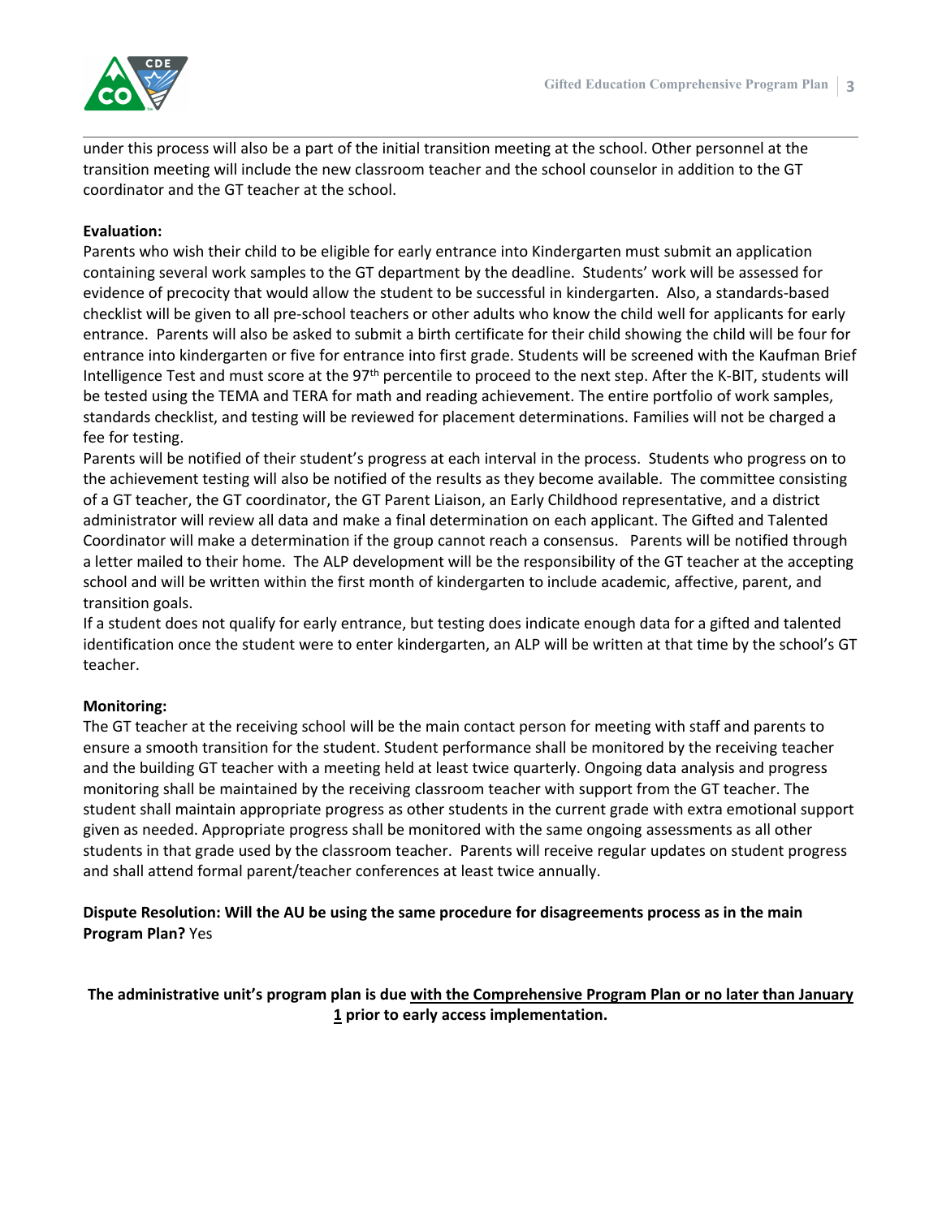under this process will also be a part of the initial transition meeting at the school. Other personnel at the transition meeting will include the new classroom teacher and the school counselor in addition to the GT coordinator and the GT teacher at the school.

**Evaluation:**

Parents who wish their child to be eligible for early entrance into Kindergarten must submit an application containing several work samples to the GT department by the deadline. Students' work will be assessed for evidence of precocity that would allow the student to be successful in kindergarten. Also, a standards-based checklist will be given to all pre-school teachers or other adults who know the child well for applicants for early entrance. Parents will also be asked to submit a birth certificate for their child showing the child will be four for entrance into kindergarten or five for entrance into first grade. Students will be screened with the Kaufman Brief Intelligence Test and must score at the 97th percentile to proceed to the next step. After the K-BIT, students will be tested using the TEMA and TERA for math and reading achievement. The entire portfolio of work samples, standards checklist, and testing will be reviewed for placement determinations. Families will not be charged a fee for testing.

Parents will be notified of their student's progress at each interval in the process. Students who progress on to the achievement testing will also be notified of the results as they become available. The committee consisting of a GT teacher, the GT coordinator, the GT Parent Liaison, an Early Childhood representative, and a district administrator will review all data and make a final determination on each applicant. The Gifted and Talented Coordinator will make a determination if the group cannot reach a consensus. Parents will be notified through a letter mailed to their home. The ALP development will be the responsibility of the GT teacher at the accepting school and will be written within the first month of kindergarten to include academic, affective, parent, and transition goals.

If a student does not qualify for early entrance, but testing does indicate enough data for a gifted and talented identification once the student were to enter kindergarten, an ALP will be written at that time by the school's GT teacher.

**Monitoring:**

The GT teacher at the receiving school will be the main contact person for meeting with staff and parents to ensure a smooth transition for the student. Student performance shall be monitored by the receiving teacher and the building GT teacher with a meeting held at least twice quarterly. Ongoing data analysis and progress monitoring shall be maintained by the receiving classroom teacher with support from the GT teacher. The student shall maintain appropriate progress as other students in the current grade with extra emotional support given as needed. Appropriate progress shall be monitored with the same ongoing assessments as all other students in that grade used by the classroom teacher. Parents will receive regular updates on student progress and shall attend formal parent/teacher conferences at least twice annually.

**Dispute Resolution: Will the AU be using the same procedure for disagreements process as in the main Program Plan?** Yes

**The administrative unit's program plan is due with the Comprehensive Program Plan or no later than January 1 prior to early access implementation.**